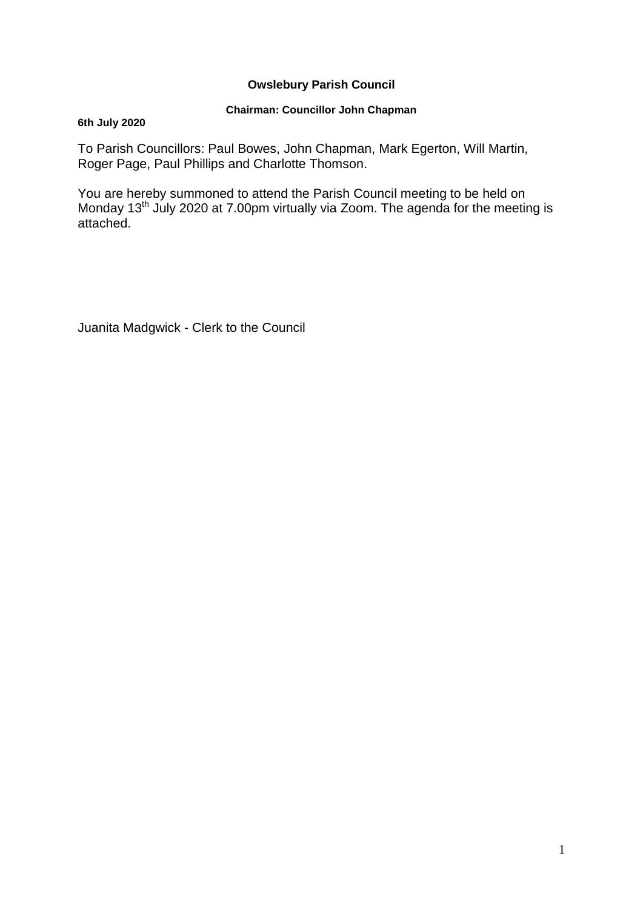**Owslebury Parish Council**

**Chairman: Councillor John Chapman**

**6th July 2020**

To Parish Councillors: Paul Bowes, John Chapman, Mark Egerton, Will Martin, Roger Page, Paul Phillips and Charlotte Thomson.

You are hereby summoned to attend the Parish Council meeting to be held on Monday 13th July 2020 at 7.00pm virtually via Zoom. The agenda for the meeting is attached.

Juanita Madgwick - Clerk to the Council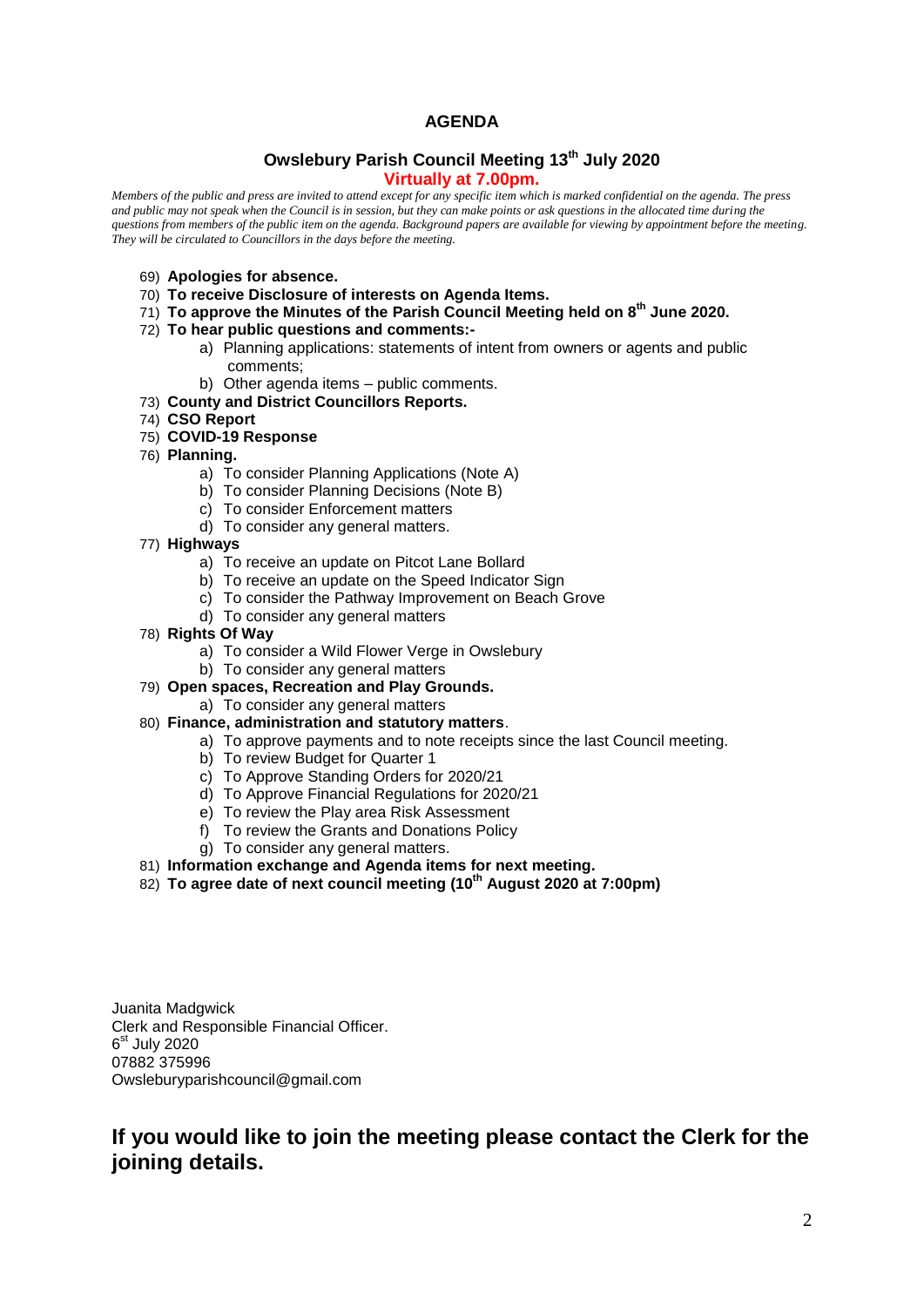# AGENDA

## Owslebury Parish Council Meeting 13th July 2020

**Virtually at 7.00pm.**

*Members of the public and press are invited to attend except for any specific item which is marked confidential on the agenda. The press and public may not speak when the Council is in session, but they can make points or ask questions in the allocated time during the questions from members of the public item on the agenda. Background papers are available for viewing by appointment before the meeting. They will be circulated to Councillors in the days before the meeting.*

69) **Apologies for absence.**
70) **To receive Disclosure of interests on Agenda Items.**
71) **To approve the Minutes of the Parish Council Meeting held on 8th June 2020.**
72) **To hear public questions and comments:-**
    a) Planning applications: statements of intent from owners or agents and public comments;
    b) Other agenda items – public comments.
73) **County and District Councillors Reports.**
74) **CSO Report**
75) **COVID-19 Response**
76) **Planning.**
    a) To consider Planning Applications (Note A)
    b) To consider Planning Decisions (Note B)
    c) To consider Enforcement matters
    d) To consider any general matters.
77) **Highways**
    a) To receive an update on Pitcot Lane Bollard
    b) To receive an update on the Speed Indicator Sign
    c) To consider the Pathway Improvement on Beach Grove
    d) To consider any general matters
78) **Rights Of Way**
    a) To consider a Wild Flower Verge in Owslebury
    b) To consider any general matters
79) **Open spaces, Recreation and Play Grounds.**
    a) To consider any general matters
80) **Finance, administration and statutory matters**.
    a) To approve payments and to note receipts since the last Council meeting.
    b) To review Budget for Quarter 1
    c) To Approve Standing Orders for 2020/21
    d) To Approve Financial Regulations for 2020/21
    e) To review the Play area Risk Assessment
    f) To review the Grants and Donations Policy
    g) To consider any general matters.
81) **Information exchange and Agenda items for next meeting.**
82) **To agree date of next council meeting (10th August 2020 at 7:00pm)**

Juanita Madgwick
Clerk and Responsible Financial Officer.
6st July 2020
07882 375996
Owsleburyparishcouncil@gmail.com

## If you would like to join the meeting please contact the Clerk for the joining details.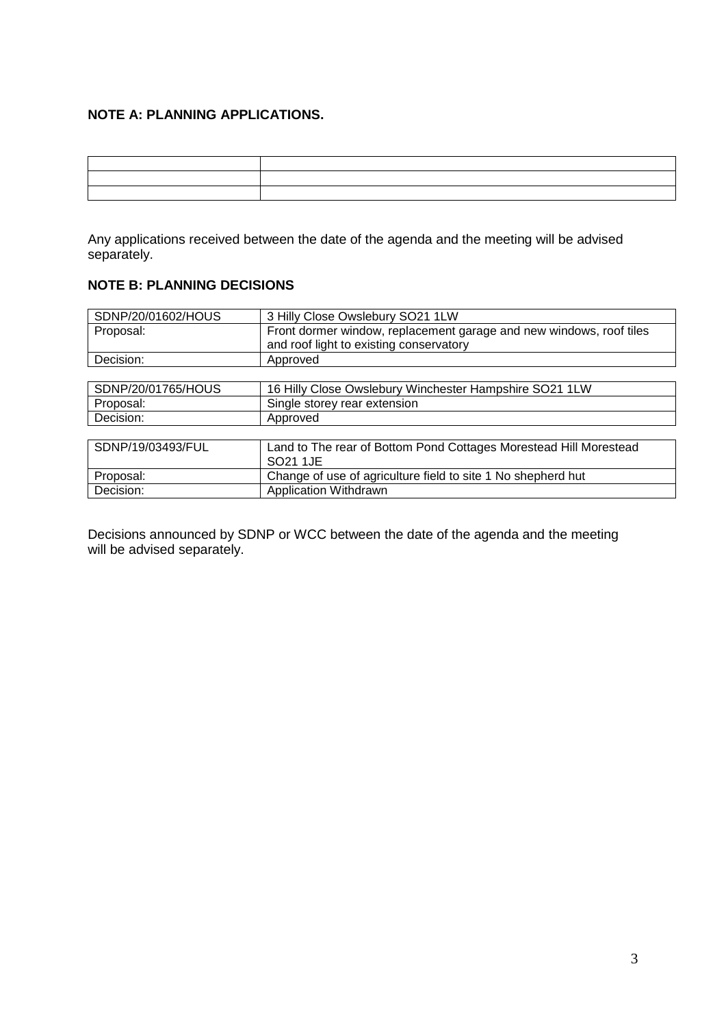**NOTE A: PLANNING APPLICATIONS.**

| | |
|---|---|
| | |
| | |
| | |

Any applications received between the date of the agenda and the meeting will be advised separately.

**NOTE B: PLANNING DECISIONS**

| | |
|---|---|
| SDNP/20/01602/HOUS | 3 Hilly Close Owslebury SO21 1LW |
| Proposal: | Front dormer window, replacement garage and new windows, roof tiles and roof light to existing conservatory |
| Decision: | Approved |

| | |
|---|---|
| SDNP/20/01765/HOUS | 16 Hilly Close Owslebury Winchester Hampshire SO21 1LW |
| Proposal: | Single storey rear extension |
| Decision: | Approved |

| | |
|---|---|
| SDNP/19/03493/FUL | Land to The rear of Bottom Pond Cottages Morestead Hill Morestead SO21 1JE |
| Proposal: | Change of use of agriculture field to site 1 No shepherd hut |
| Decision: | Application Withdrawn |

Decisions announced by SDNP or WCC between the date of the agenda and the meeting will be advised separately.